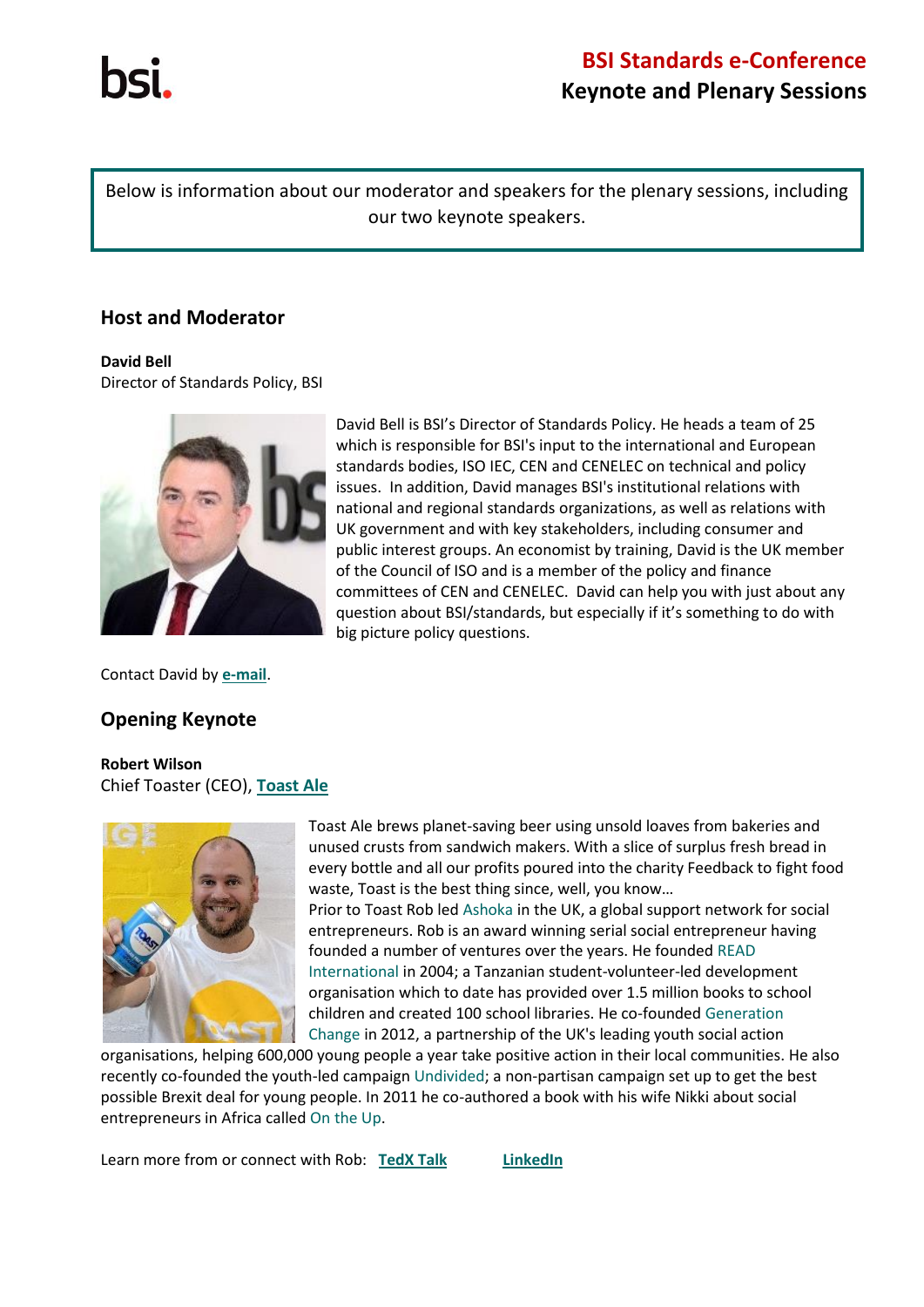# BSI Standards e-Conference
## Keynote and Plenary Sessions

Below is information about our moderator and speakers for the plenary sessions, including our two keynote speakers.

## Host and Moderator

**David Bell**
Director of Standards Policy, BSI

David Bell is BSI's Director of Standards Policy. He heads a team of 25 which is responsible for BSI's input to the international and European standards bodies, ISO IEC, CEN and CENELEC on technical and policy issues. In addition, David manages BSI's institutional relations with national and regional standards organizations, as well as relations with UK government and with key stakeholders, including consumer and public interest groups. An economist by training, David is the UK member of the Council of ISO and is a member of the policy and finance committees of CEN and CENELEC. David can help you with just about any question about BSI/standards, but especially if it's something to do with big picture policy questions.

Contact David by **e-mail**.

## Opening Keynote

**Robert Wilson**
Chief Toaster (CEO), **Toast Ale**

Toast Ale brews planet-saving beer using unsold loaves from bakeries and unused crusts from sandwich makers. With a slice of surplus fresh bread in every bottle and all our profits poured into the charity Feedback to fight food waste, Toast is the best thing since, well, you know…
Prior to Toast Rob led Ashoka in the UK, a global support network for social entrepreneurs. Rob is an award winning serial social entrepreneur having founded a number of ventures over the years. He founded READ International in 2004; a Tanzanian student-volunteer-led development organisation which to date has provided over 1.5 million books to school children and created 100 school libraries. He co-founded Generation Change in 2012, a partnership of the UK's leading youth social action organisations, helping 600,000 young people a year take positive action in their local communities. He also recently co-founded the youth-led campaign Undivided; a non-partisan campaign set up to get the best possible Brexit deal for young people. In 2011 he co-authored a book with his wife Nikki about social entrepreneurs in Africa called On the Up.

Learn more from or connect with Rob: **TedX Talk** **LinkedIn**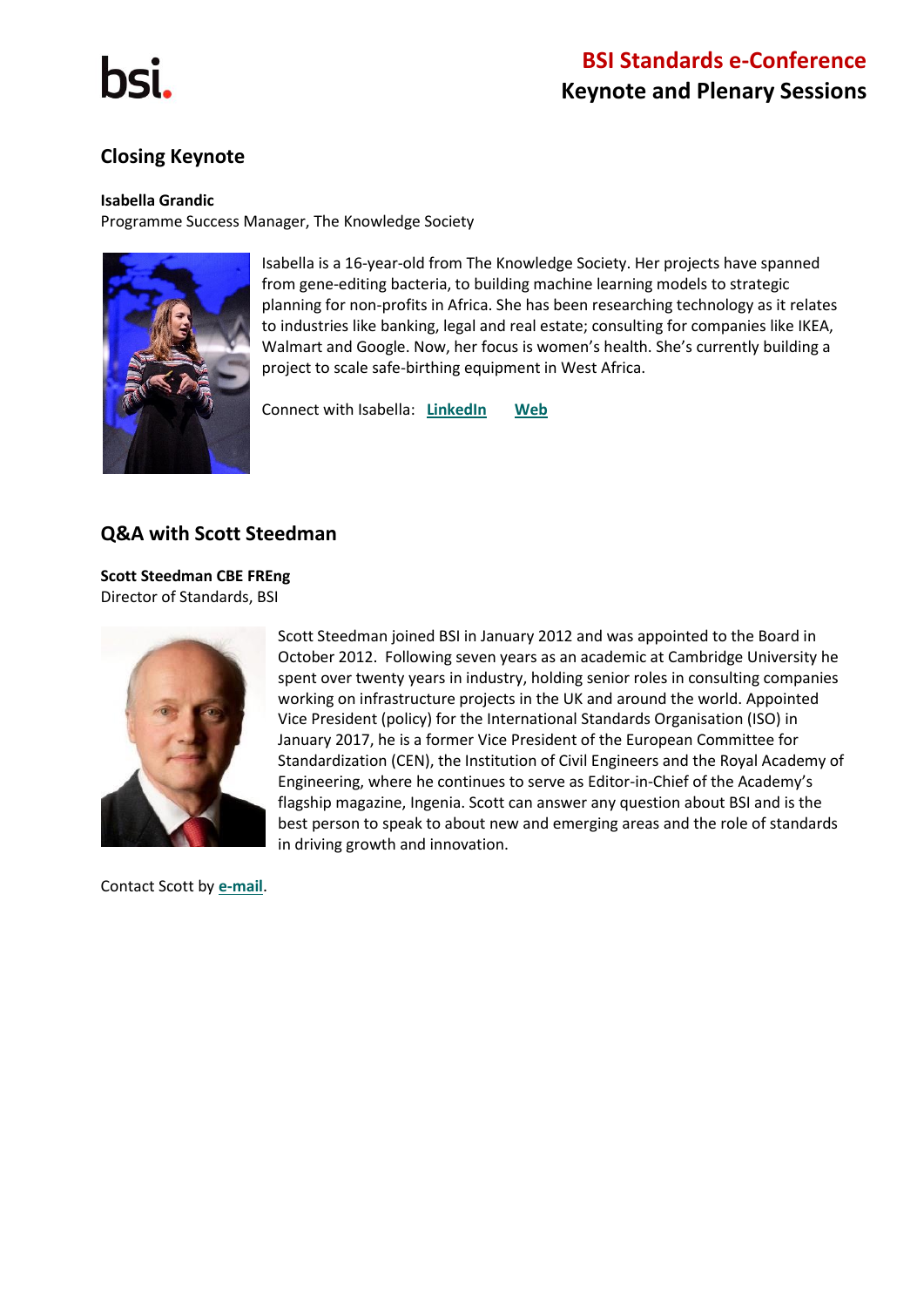## Closing Keynote

**Isabella Grandic**
Programme Success Manager, The Knowledge Society

Isabella is a 16-year-old from The Knowledge Society. Her projects have spanned from gene-editing bacteria, to building machine learning models to strategic planning for non-profits in Africa. She has been researching technology as it relates to industries like banking, legal and real estate; consulting for companies like IKEA, Walmart and Google. Now, her focus is women's health. She's currently building a project to scale safe-birthing equipment in West Africa.

Connect with Isabella: **LinkedIn** **Web**

## Q&A with Scott Steedman

**Scott Steedman CBE FREng**
Director of Standards, BSI

Scott Steedman joined BSI in January 2012 and was appointed to the Board in October 2012. Following seven years as an academic at Cambridge University he spent over twenty years in industry, holding senior roles in consulting companies working on infrastructure projects in the UK and around the world. Appointed Vice President (policy) for the International Standards Organisation (ISO) in January 2017, he is a former Vice President of the European Committee for Standardization (CEN), the Institution of Civil Engineers and the Royal Academy of Engineering, where he continues to serve as Editor-in-Chief of the Academy's flagship magazine, Ingenia. Scott can answer any question about BSI and is the best person to speak to about new and emerging areas and the role of standards in driving growth and innovation.

Contact Scott by **e-mail**.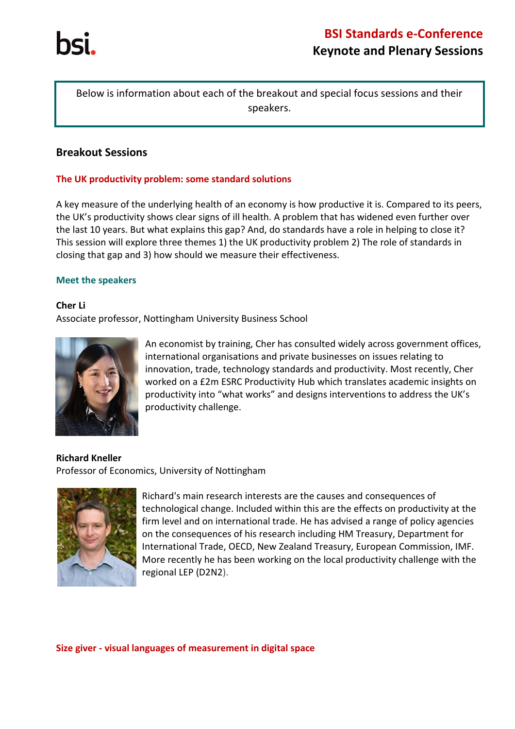Below is information about each of the breakout and special focus sessions and their speakers.

## Breakout Sessions

### The UK productivity problem: some standard solutions

A key measure of the underlying health of an economy is how productive it is. Compared to its peers, the UK's productivity shows clear signs of ill health. A problem that has widened even further over the last 10 years. But what explains this gap? And, do standards have a role in helping to close it? This session will explore three themes 1) the UK productivity problem 2) The role of standards in closing that gap and 3) how should we measure their effectiveness.

#### Meet the speakers

**Cher Li**
Associate professor, Nottingham University Business School

An economist by training, Cher has consulted widely across government offices, international organisations and private businesses on issues relating to innovation, trade, technology standards and productivity. Most recently, Cher worked on a £2m ESRC Productivity Hub which translates academic insights on productivity into "what works" and designs interventions to address the UK's productivity challenge.

**Richard Kneller**
Professor of Economics, University of Nottingham

Richard's main research interests are the causes and consequences of technological change. Included within this are the effects on productivity at the firm level and on international trade. He has advised a range of policy agencies on the consequences of his research including HM Treasury, Department for International Trade, OECD, New Zealand Treasury, European Commission, IMF. More recently he has been working on the local productivity challenge with the regional LEP (D2N2).

### Size giver - visual languages of measurement in digital space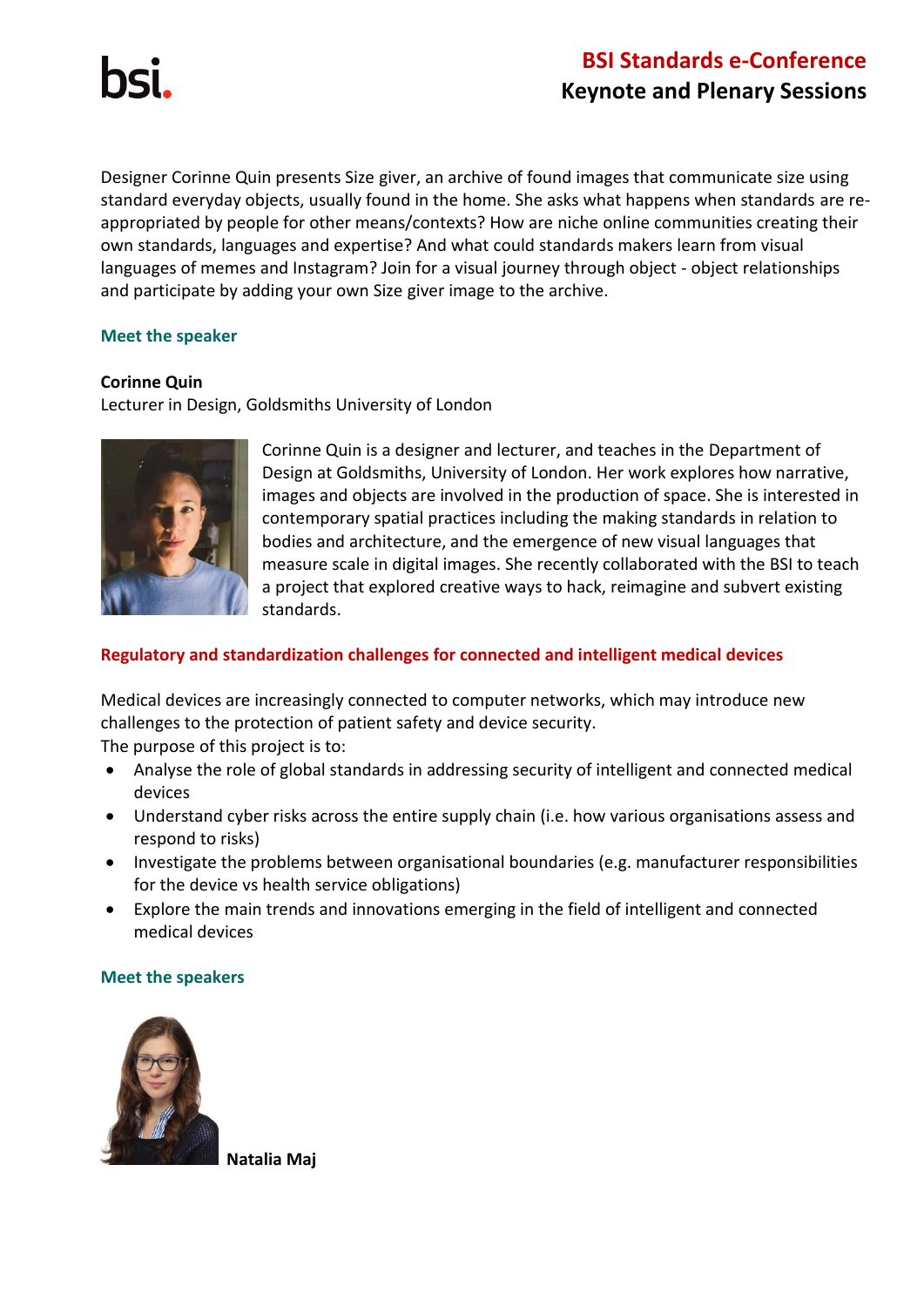Designer Corinne Quin presents Size giver, an archive of found images that communicate size using standard everyday objects, usually found in the home. She asks what happens when standards are re-appropriated by people for other means/contexts? How are niche online communities creating their own standards, languages and expertise? And what could standards makers learn from visual languages of memes and Instagram? Join for a visual journey through object - object relationships and participate by adding your own Size giver image to the archive.

### Meet the speaker

**Corinne Quin**
Lecturer in Design, Goldsmiths University of London

Corinne Quin is a designer and lecturer, and teaches in the Department of Design at Goldsmiths, University of London. Her work explores how narrative, images and objects are involved in the production of space. She is interested in contemporary spatial practices including the making standards in relation to bodies and architecture, and the emergence of new visual languages that measure scale in digital images. She recently collaborated with the BSI to teach a project that explored creative ways to hack, reimagine and subvert existing standards.

## Regulatory and standardization challenges for connected and intelligent medical devices

Medical devices are increasingly connected to computer networks, which may introduce new challenges to the protection of patient safety and device security.
The purpose of this project is to:

- Analyse the role of global standards in addressing security of intelligent and connected medical devices
- Understand cyber risks across the entire supply chain (i.e. how various organisations assess and respond to risks)
- Investigate the problems between organisational boundaries (e.g. manufacturer responsibilities for the device vs health service obligations)
- Explore the main trends and innovations emerging in the field of intelligent and connected medical devices

### Meet the speakers

**Natalia Maj**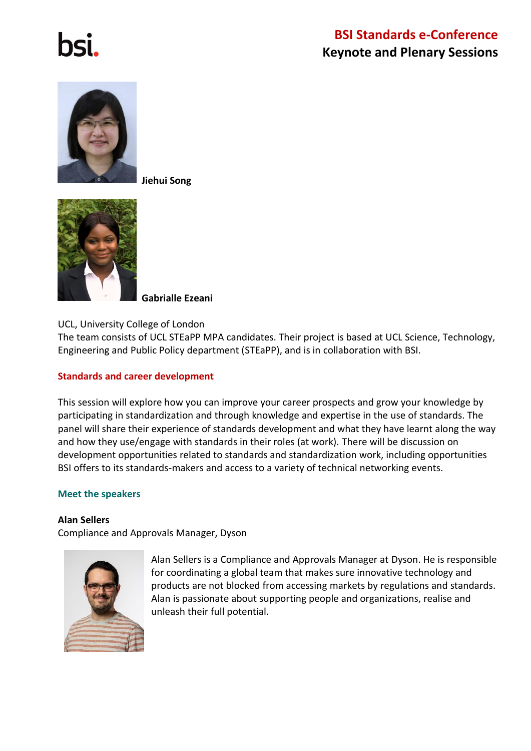**Jiehui Song**

**Gabrialle Ezeani**

UCL, University College of London
The team consists of UCL STEaPP MPA candidates. Their project is based at UCL Science, Technology, Engineering and Public Policy department (STEaPP), and is in collaboration with BSI.

## Standards and career development

This session will explore how you can improve your career prospects and grow your knowledge by participating in standardization and through knowledge and expertise in the use of standards. The panel will share their experience of standards development and what they have learnt along the way and how they use/engage with standards in their roles (at work). There will be discussion on development opportunities related to standards and standardization work, including opportunities BSI offers to its standards-makers and access to a variety of technical networking events.

### Meet the speakers

**Alan Sellers**
Compliance and Approvals Manager, Dyson

Alan Sellers is a Compliance and Approvals Manager at Dyson. He is responsible for coordinating a global team that makes sure innovative technology and products are not blocked from accessing markets by regulations and standards. Alan is passionate about supporting people and organizations, realise and unleash their full potential.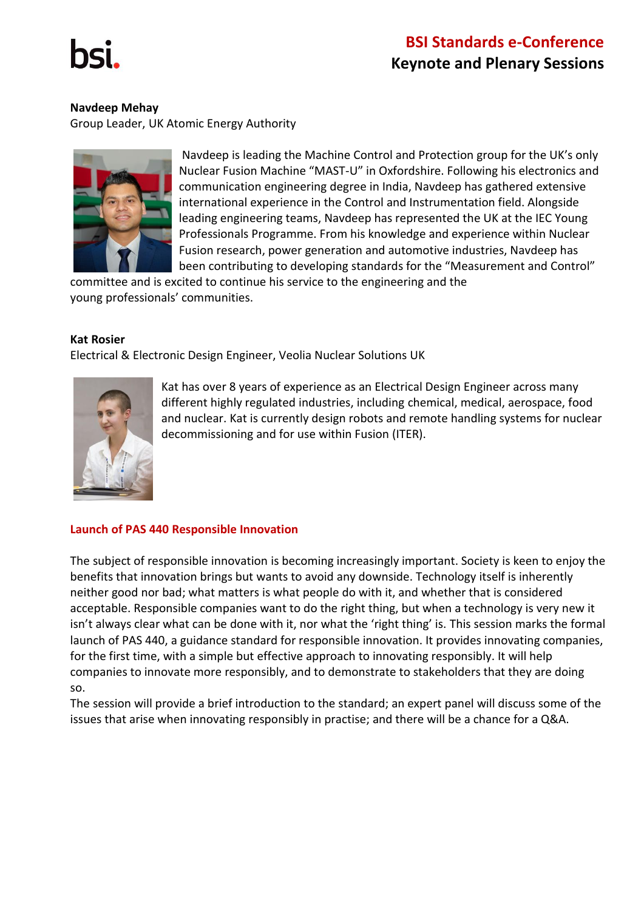**Navdeep Mehay**
Group Leader, UK Atomic Energy Authority

Navdeep is leading the Machine Control and Protection group for the UK's only Nuclear Fusion Machine "MAST-U" in Oxfordshire. Following his electronics and communication engineering degree in India, Navdeep has gathered extensive international experience in the Control and Instrumentation field. Alongside leading engineering teams, Navdeep has represented the UK at the IEC Young Professionals Programme. From his knowledge and experience within Nuclear Fusion research, power generation and automotive industries, Navdeep has been contributing to developing standards for the "Measurement and Control" committee and is excited to continue his service to the engineering and the young professionals' communities.

**Kat Rosier**
Electrical & Electronic Design Engineer, Veolia Nuclear Solutions UK

Kat has over 8 years of experience as an Electrical Design Engineer across many different highly regulated industries, including chemical, medical, aerospace, food and nuclear. Kat is currently design robots and remote handling systems for nuclear decommissioning and for use within Fusion (ITER).

## Launch of PAS 440 Responsible Innovation

The subject of responsible innovation is becoming increasingly important. Society is keen to enjoy the benefits that innovation brings but wants to avoid any downside. Technology itself is inherently neither good nor bad; what matters is what people do with it, and whether that is considered acceptable. Responsible companies want to do the right thing, but when a technology is very new it isn't always clear what can be done with it, nor what the 'right thing' is. This session marks the formal launch of PAS 440, a guidance standard for responsible innovation. It provides innovating companies, for the first time, with a simple but effective approach to innovating responsibly. It will help companies to innovate more responsibly, and to demonstrate to stakeholders that they are doing so.

The session will provide a brief introduction to the standard; an expert panel will discuss some of the issues that arise when innovating responsibly in practise; and there will be a chance for a Q&A.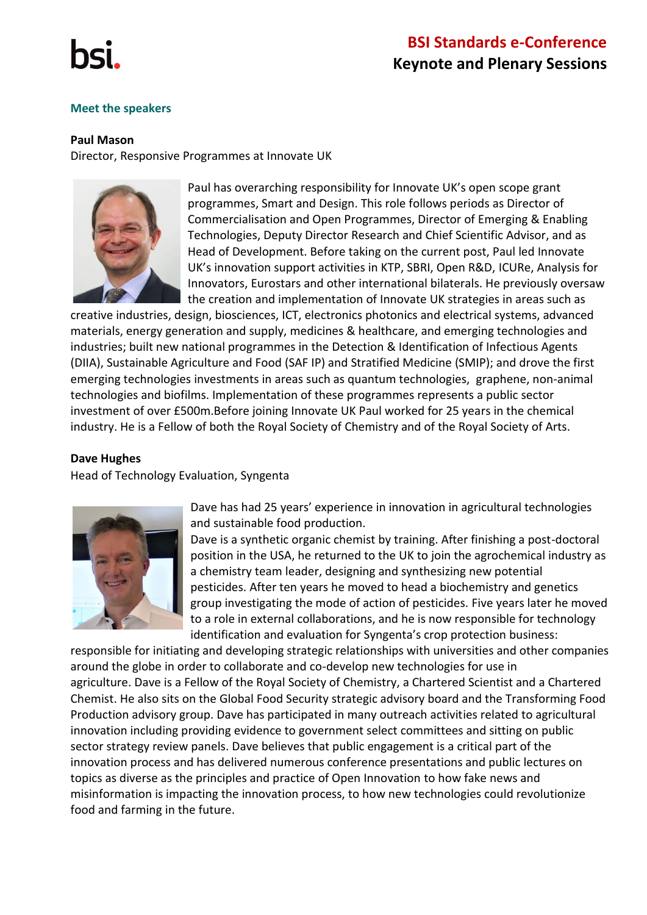## Meet the speakers

**Paul Mason**
Director, Responsive Programmes at Innovate UK

Paul has overarching responsibility for Innovate UK's open scope grant programmes, Smart and Design. This role follows periods as Director of Commercialisation and Open Programmes, Director of Emerging & Enabling Technologies, Deputy Director Research and Chief Scientific Advisor, and as Head of Development. Before taking on the current post, Paul led Innovate UK's innovation support activities in KTP, SBRI, Open R&D, ICURe, Analysis for Innovators, Eurostars and other international bilaterals. He previously oversaw the creation and implementation of Innovate UK strategies in areas such as creative industries, design, biosciences, ICT, electronics photonics and electrical systems, advanced materials, energy generation and supply, medicines & healthcare, and emerging technologies and industries; built new national programmes in the Detection & Identification of Infectious Agents (DIIA), Sustainable Agriculture and Food (SAF IP) and Stratified Medicine (SMIP); and drove the first emerging technologies investments in areas such as quantum technologies, graphene, non-animal technologies and biofilms. Implementation of these programmes represents a public sector investment of over £500m.Before joining Innovate UK Paul worked for 25 years in the chemical industry. He is a Fellow of both the Royal Society of Chemistry and of the Royal Society of Arts.

**Dave Hughes**
Head of Technology Evaluation, Syngenta

Dave has had 25 years' experience in innovation in agricultural technologies and sustainable food production.

Dave is a synthetic organic chemist by training. After finishing a post-doctoral position in the USA, he returned to the UK to join the agrochemical industry as a chemistry team leader, designing and synthesizing new potential pesticides. After ten years he moved to head a biochemistry and genetics group investigating the mode of action of pesticides. Five years later he moved to a role in external collaborations, and he is now responsible for technology identification and evaluation for Syngenta's crop protection business: responsible for initiating and developing strategic relationships with universities and other companies around the globe in order to collaborate and co-develop new technologies for use in agriculture. Dave is a Fellow of the Royal Society of Chemistry, a Chartered Scientist and a Chartered Chemist. He also sits on the Global Food Security strategic advisory board and the Transforming Food Production advisory group. Dave has participated in many outreach activities related to agricultural innovation including providing evidence to government select committees and sitting on public sector strategy review panels. Dave believes that public engagement is a critical part of the innovation process and has delivered numerous conference presentations and public lectures on topics as diverse as the principles and practice of Open Innovation to how fake news and misinformation is impacting the innovation process, to how new technologies could revolutionize food and farming in the future.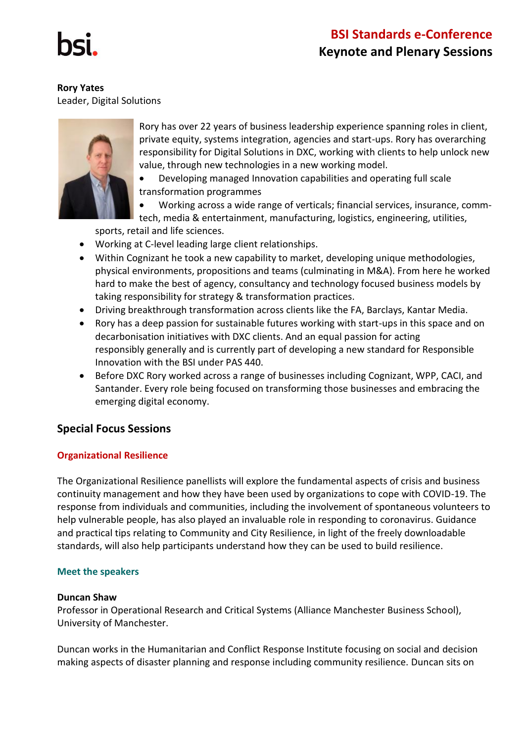**Rory Yates**
Leader, Digital Solutions

Rory has over 22 years of business leadership experience spanning roles in client, private equity, systems integration, agencies and start-ups. Rory has overarching responsibility for Digital Solutions in DXC, working with clients to help unlock new value, through new technologies in a new working model.

- Developing managed Innovation capabilities and operating full scale transformation programmes
- Working across a wide range of verticals; financial services, insurance, comm-tech, media & entertainment, manufacturing, logistics, engineering, utilities, sports, retail and life sciences.
- Working at C-level leading large client relationships.
- Within Cognizant he took a new capability to market, developing unique methodologies, physical environments, propositions and teams (culminating in M&A). From here he worked hard to make the best of agency, consultancy and technology focused business models by taking responsibility for strategy & transformation practices.
- Driving breakthrough transformation across clients like the FA, Barclays, Kantar Media.
- Rory has a deep passion for sustainable futures working with start-ups in this space and on decarbonisation initiatives with DXC clients. And an equal passion for acting responsibly generally and is currently part of developing a new standard for Responsible Innovation with the BSI under PAS 440.
- Before DXC Rory worked across a range of businesses including Cognizant, WPP, CACI, and Santander. Every role being focused on transforming those businesses and embracing the emerging digital economy.

## Special Focus Sessions

### Organizational Resilience

The Organizational Resilience panellists will explore the fundamental aspects of crisis and business continuity management and how they have been used by organizations to cope with COVID-19. The response from individuals and communities, including the involvement of spontaneous volunteers to help vulnerable people, has also played an invaluable role in responding to coronavirus. Guidance and practical tips relating to Community and City Resilience, in light of the freely downloadable standards, will also help participants understand how they can be used to build resilience.

#### Meet the speakers

**Duncan Shaw**
Professor in Operational Research and Critical Systems (Alliance Manchester Business School), University of Manchester.

Duncan works in the Humanitarian and Conflict Response Institute focusing on social and decision making aspects of disaster planning and response including community resilience. Duncan sits on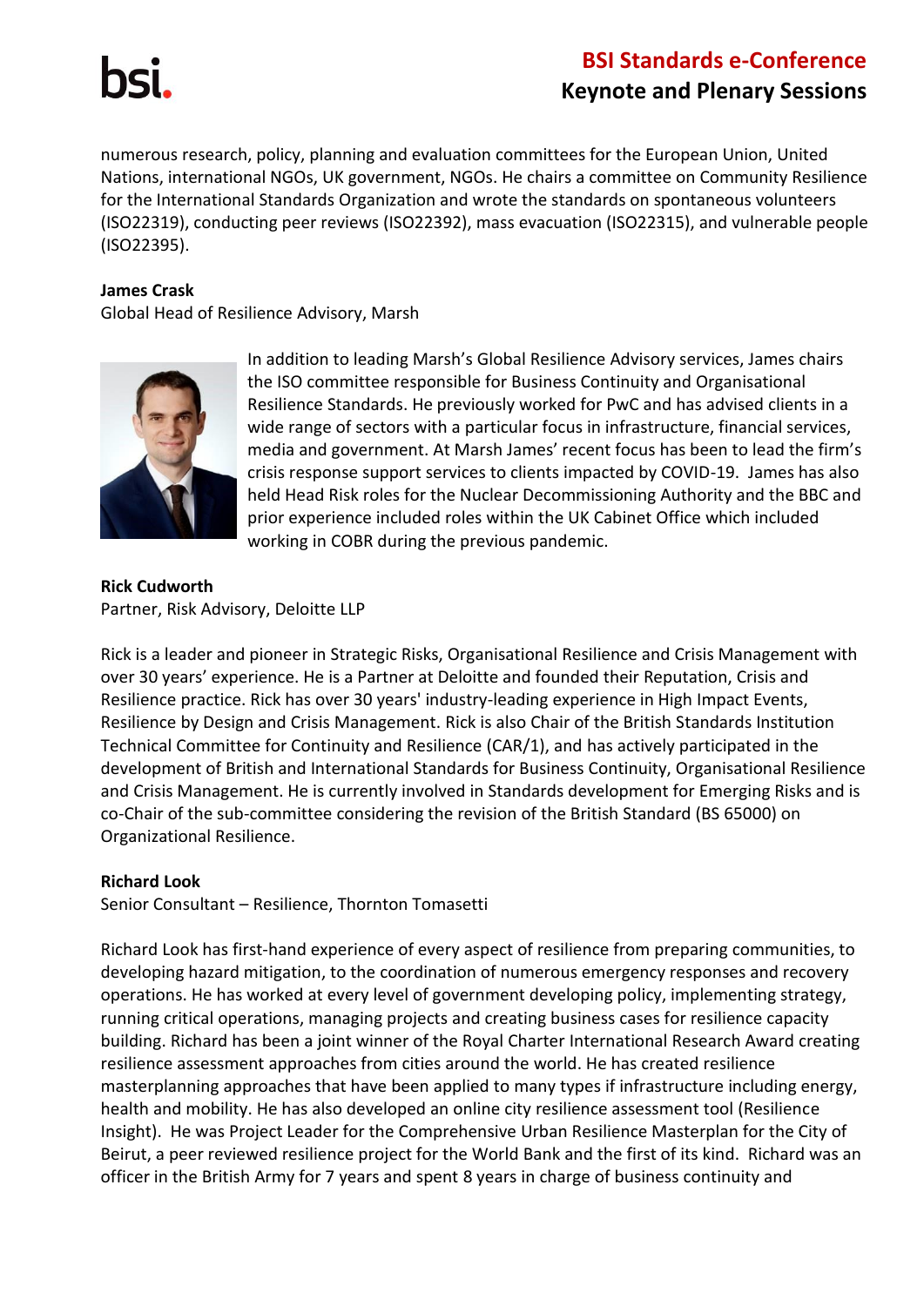numerous research, policy, planning and evaluation committees for the European Union, United Nations, international NGOs, UK government, NGOs. He chairs a committee on Community Resilience for the International Standards Organization and wrote the standards on spontaneous volunteers (ISO22319), conducting peer reviews (ISO22392), mass evacuation (ISO22315), and vulnerable people (ISO22395).

**James Crask**
Global Head of Resilience Advisory, Marsh

In addition to leading Marsh's Global Resilience Advisory services, James chairs the ISO committee responsible for Business Continuity and Organisational Resilience Standards. He previously worked for PwC and has advised clients in a wide range of sectors with a particular focus in infrastructure, financial services, media and government. At Marsh James' recent focus has been to lead the firm's crisis response support services to clients impacted by COVID-19. James has also held Head Risk roles for the Nuclear Decommissioning Authority and the BBC and prior experience included roles within the UK Cabinet Office which included working in COBR during the previous pandemic.

**Rick Cudworth**
Partner, Risk Advisory, Deloitte LLP

Rick is a leader and pioneer in Strategic Risks, Organisational Resilience and Crisis Management with over 30 years' experience. He is a Partner at Deloitte and founded their Reputation, Crisis and Resilience practice. Rick has over 30 years' industry-leading experience in High Impact Events, Resilience by Design and Crisis Management. Rick is also Chair of the British Standards Institution Technical Committee for Continuity and Resilience (CAR/1), and has actively participated in the development of British and International Standards for Business Continuity, Organisational Resilience and Crisis Management. He is currently involved in Standards development for Emerging Risks and is co-Chair of the sub-committee considering the revision of the British Standard (BS 65000) on Organizational Resilience.

**Richard Look**
Senior Consultant – Resilience, Thornton Tomasetti

Richard Look has first-hand experience of every aspect of resilience from preparing communities, to developing hazard mitigation, to the coordination of numerous emergency responses and recovery operations. He has worked at every level of government developing policy, implementing strategy, running critical operations, managing projects and creating business cases for resilience capacity building. Richard has been a joint winner of the Royal Charter International Research Award creating resilience assessment approaches from cities around the world. He has created resilience masterplanning approaches that have been applied to many types if infrastructure including energy, health and mobility. He has also developed an online city resilience assessment tool (Resilience Insight). He was Project Leader for the Comprehensive Urban Resilience Masterplan for the City of Beirut, a peer reviewed resilience project for the World Bank and the first of its kind. Richard was an officer in the British Army for 7 years and spent 8 years in charge of business continuity and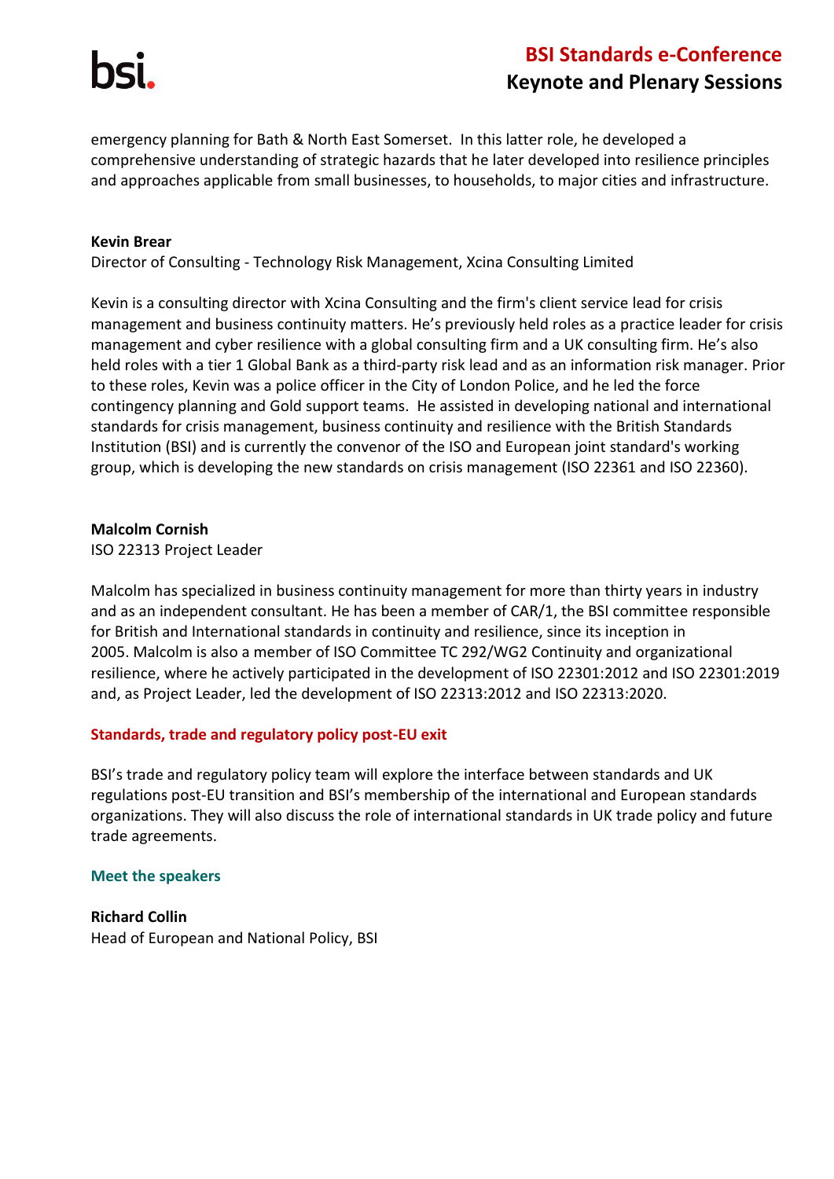emergency planning for Bath & North East Somerset. In this latter role, he developed a comprehensive understanding of strategic hazards that he later developed into resilience principles and approaches applicable from small businesses, to households, to major cities and infrastructure.

**Kevin Brear**
Director of Consulting - Technology Risk Management, Xcina Consulting Limited

Kevin is a consulting director with Xcina Consulting and the firm's client service lead for crisis management and business continuity matters. He's previously held roles as a practice leader for crisis management and cyber resilience with a global consulting firm and a UK consulting firm. He's also held roles with a tier 1 Global Bank as a third-party risk lead and as an information risk manager. Prior to these roles, Kevin was a police officer in the City of London Police, and he led the force contingency planning and Gold support teams. He assisted in developing national and international standards for crisis management, business continuity and resilience with the British Standards Institution (BSI) and is currently the convenor of the ISO and European joint standard's working group, which is developing the new standards on crisis management (ISO 22361 and ISO 22360).

**Malcolm Cornish**
ISO 22313 Project Leader

Malcolm has specialized in business continuity management for more than thirty years in industry and as an independent consultant. He has been a member of CAR/1, the BSI committee responsible for British and International standards in continuity and resilience, since its inception in 2005. Malcolm is also a member of ISO Committee TC 292/WG2 Continuity and organizational resilience, where he actively participated in the development of ISO 22301:2012 and ISO 22301:2019 and, as Project Leader, led the development of ISO 22313:2012 and ISO 22313:2020.

## Standards, trade and regulatory policy post-EU exit

BSI's trade and regulatory policy team will explore the interface between standards and UK regulations post-EU transition and BSI's membership of the international and European standards organizations. They will also discuss the role of international standards in UK trade policy and future trade agreements.

### Meet the speakers

**Richard Collin**
Head of European and National Policy, BSI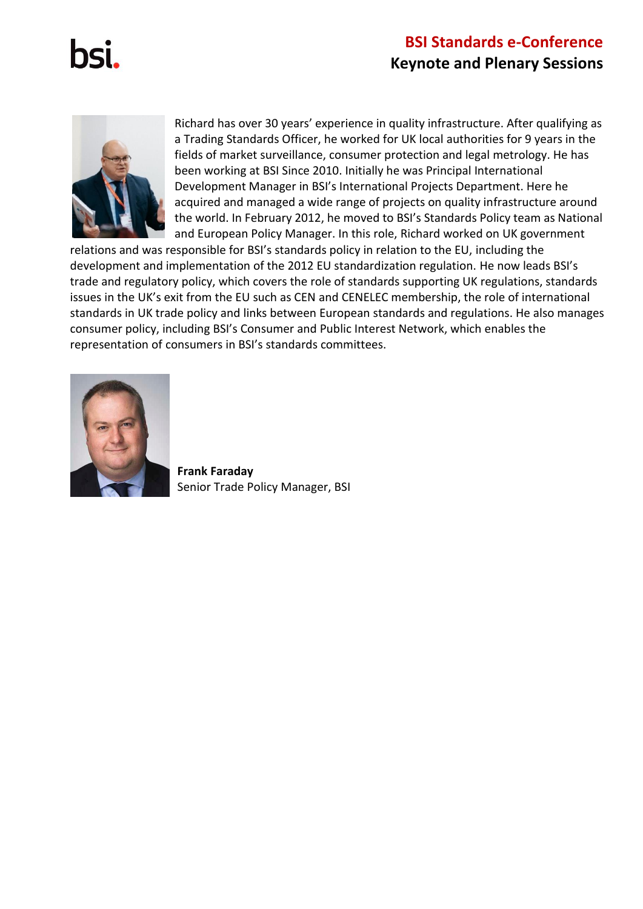Richard has over 30 years' experience in quality infrastructure. After qualifying as a Trading Standards Officer, he worked for UK local authorities for 9 years in the fields of market surveillance, consumer protection and legal metrology. He has been working at BSI Since 2010. Initially he was Principal International Development Manager in BSI's International Projects Department. Here he acquired and managed a wide range of projects on quality infrastructure around the world. In February 2012, he moved to BSI's Standards Policy team as National and European Policy Manager. In this role, Richard worked on UK government relations and was responsible for BSI's standards policy in relation to the EU, including the development and implementation of the 2012 EU standardization regulation. He now leads BSI's trade and regulatory policy, which covers the role of standards supporting UK regulations, standards issues in the UK's exit from the EU such as CEN and CENELEC membership, the role of international standards in UK trade policy and links between European standards and regulations. He also manages consumer policy, including BSI's Consumer and Public Interest Network, which enables the representation of consumers in BSI's standards committees.

**Frank Faraday**
Senior Trade Policy Manager, BSI